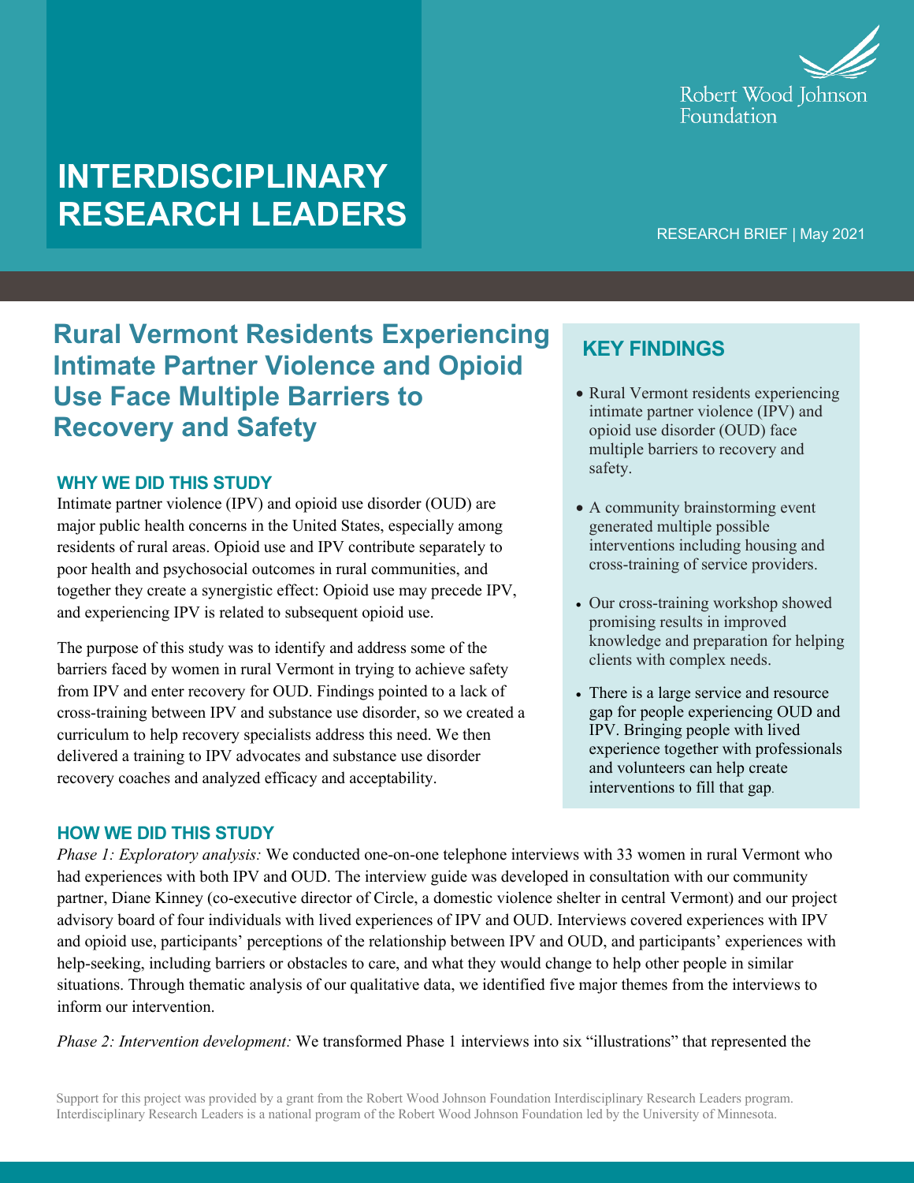Robert Wood Johnson Foundation

# INTERDISCIPLINARY RESEARCH LEADERS

RESEARCH BRIEF | May 2021

# Rural Vermont Residents Experiencing Intimate Partner Violence and Opioid Use Face Multiple Barriers to Recovery and Safety

## WHY WE DID THIS STUDY

Intimate partner violence (IPV) and opioid use disorder (OUD) are major public health concerns in the United States, especially among residents of rural areas. Opioid use and IPV contribute separately to poor health and psychosocial outcomes in rural communities, and together they create a synergistic effect: Opioid use may precede IPV, and experiencing IPV is related to subsequent opioid use.

The purpose of this study was to identify and address some of the barriers faced by women in rural Vermont in trying to achieve safety from IPV and enter recovery for OUD. Findings pointed to a lack of cross-training between IPV and substance use disorder, so we created a curriculum to help recovery specialists address this need. We then delivered a training to IPV advocates and substance use disorder recovery coaches and analyzed efficacy and acceptability.

## KEY FINDINGS

- Rural Vermont residents experiencing intimate partner violence (IPV) and opioid use disorder (OUD) face multiple barriers to recovery and safety.
- A community brainstorming event generated multiple possible interventions including housing and cross-training of service providers.
- Our cross-training workshop showed promising results in improved knowledge and preparation for helping clients with complex needs.
- There is a large service and resource gap for people experiencing OUD and IPV. Bringing people with lived experience together with professionals and volunteers can help create interventions to fill that gap.

## HOW WE DID THIS STUDY

*Phase 1: Exploratory analysis:* We conducted one-on-one telephone interviews with 33 women in rural Vermont who had experiences with both IPV and OUD. The interview guide was developed in consultation with our community partner, Diane Kinney (co-executive director of Circle, a domestic violence shelter in central Vermont) and our project advisory board of four individuals with lived experiences of IPV and OUD. Interviews covered experiences with IPV and opioid use, participants' perceptions of the relationship between IPV and OUD, and participants' experiences with help-seeking, including barriers or obstacles to care, and what they would change to help other people in similar situations. Through thematic analysis of our qualitative data, we identified five major themes from the interviews to inform our intervention.

*Phase 2: Intervention development:* We transformed Phase 1 interviews into six "illustrations" that represented the

Support for this project was provided by a grant from the Robert Wood Johnson Foundation Interdisciplinary Research Leaders program. Interdisciplinary Research Leaders is a national program of the Robert Wood Johnson Foundation led by the University of Minnesota.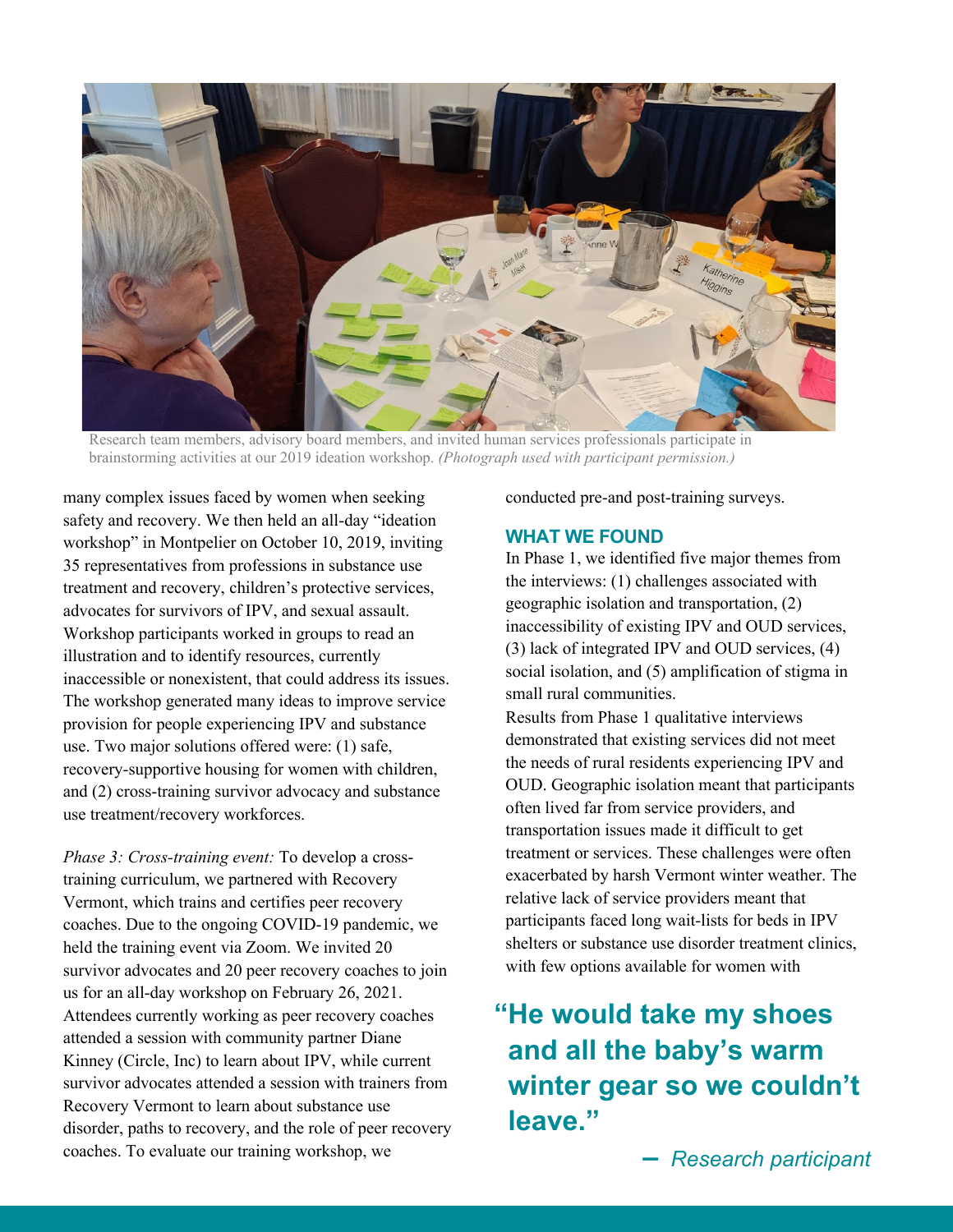Research team members, advisory board members, and invited human services professionals participate in brainstorming activities at our 2019 ideation workshop. *(Photograph used with participant permission.)*

many complex issues faced by women when seeking safety and recovery. We then held an all-day "ideation workshop" in Montpelier on October 10, 2019, inviting 35 representatives from professions in substance use treatment and recovery, children's protective services, advocates for survivors of IPV, and sexual assault. Workshop participants worked in groups to read an illustration and to identify resources, currently inaccessible or nonexistent, that could address its issues. The workshop generated many ideas to improve service provision for people experiencing IPV and substance use. Two major solutions offered were: (1) safe, recovery-supportive housing for women with children, and (2) cross-training survivor advocacy and substance use treatment/recovery workforces.

*Phase 3: Cross-training event:* To develop a cross-training curriculum, we partnered with Recovery Vermont, which trains and certifies peer recovery coaches. Due to the ongoing COVID-19 pandemic, we held the training event via Zoom. We invited 20 survivor advocates and 20 peer recovery coaches to join us for an all-day workshop on February 26, 2021. Attendees currently working as peer recovery coaches attended a session with community partner Diane Kinney (Circle, Inc) to learn about IPV, while current survivor advocates attended a session with trainers from Recovery Vermont to learn about substance use disorder, paths to recovery, and the role of peer recovery coaches. To evaluate our training workshop, we conducted pre-and post-training surveys.

## WHAT WE FOUND

In Phase 1, we identified five major themes from the interviews: (1) challenges associated with geographic isolation and transportation, (2) inaccessibility of existing IPV and OUD services, (3) lack of integrated IPV and OUD services, (4) social isolation, and (5) amplification of stigma in small rural communities.

Results from Phase 1 qualitative interviews demonstrated that existing services did not meet the needs of rural residents experiencing IPV and OUD. Geographic isolation meant that participants often lived far from service providers, and transportation issues made it difficult to get treatment or services. These challenges were often exacerbated by harsh Vermont winter weather. The relative lack of service providers meant that participants faced long wait-lists for beds in IPV shelters or substance use disorder treatment clinics, with few options available for women with

> **"He would take my shoes and all the baby's warm winter gear so we couldn't leave."**
>
> – *Research participant*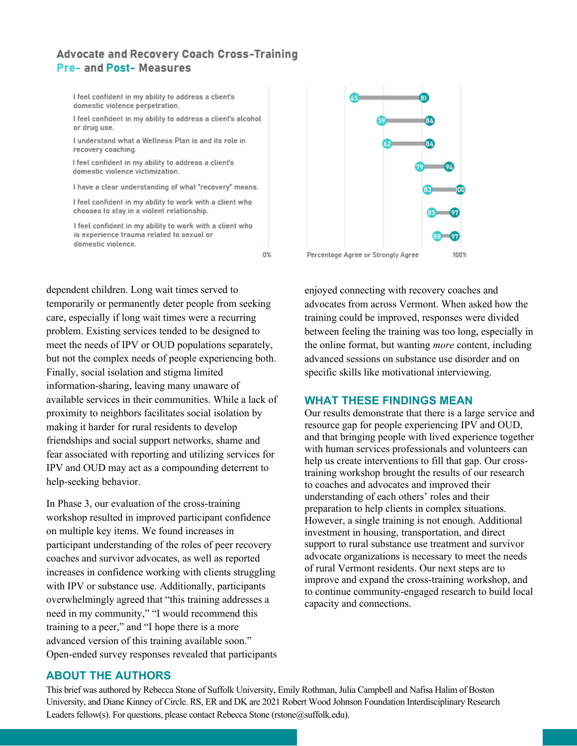## Advocate and Recovery Coach Cross-Training
## Pre- and Post- Measures

I feel confident in my ability to address a client's domestic violence perpetration.
45 81

I feel confident in my ability to address a client's alcohol or drug use.
59 84

I understand what a Wellness Plan is and its role in recovery coaching.
62 84

I feel confident in my ability to address a client's domestic violence victimization.
79 94

I have a clear understanding of what "recovery" means.
83 100

I feel confident in my ability to work with a client who chooses to stay in a violent relationship.
85 97

I feel confident in my ability to work with a client who is experience trauma related to sexual or domestic violence.
88 97

0%
Percentage Agree or Strongly Agree
100%

dependent children. Long wait times served to temporarily or permanently deter people from seeking care, especially if long wait times were a recurring problem. Existing services tended to be designed to meet the needs of IPV or OUD populations separately, but not the complex needs of people experiencing both. Finally, social isolation and stigma limited information-sharing, leaving many unaware of available services in their communities. While a lack of proximity to neighbors facilitates social isolation by making it harder for rural residents to develop friendships and social support networks, shame and fear associated with reporting and utilizing services for IPV and OUD may act as a compounding deterrent to help-seeking behavior.

In Phase 3, our evaluation of the cross-training workshop resulted in improved participant confidence on multiple key items. We found increases in participant understanding of the roles of peer recovery coaches and survivor advocates, as well as reported increases in confidence working with clients struggling with IPV or substance use. Additionally, participants overwhelmingly agreed that "this training addresses a need in my community," "I would recommend this training to a peer," and "I hope there is a more advanced version of this training available soon." Open-ended survey responses revealed that participants enjoyed connecting with recovery coaches and advocates from across Vermont. When asked how the training could be improved, responses were divided between feeling the training was too long, especially in the online format, but wanting *more* content, including advanced sessions on substance use disorder and on specific skills like motivational interviewing.

## WHAT THESE FINDINGS MEAN

Our results demonstrate that there is a large service and resource gap for people experiencing IPV and OUD, and that bringing people with lived experience together with human services professionals and volunteers can help us create interventions to fill that gap. Our cross-training workshop brought the results of our research to coaches and advocates and improved their understanding of each others' roles and their preparation to help clients in complex situations. However, a single training is not enough. Additional investment in housing, transportation, and direct support to rural substance use treatment and survivor advocate organizations is necessary to meet the needs of rural Vermont residents. Our next steps are to improve and expand the cross-training workshop, and to continue community-engaged research to build local capacity and connections.

## ABOUT THE AUTHORS

This brief was authored by Rebecca Stone of Suffolk University, Emily Rothman, Julia Campbell and Nafisa Halim of Boston University, and Diane Kinney of Circle. RS, ER and DK are 2021 Robert Wood Johnson Foundation Interdisciplinary Research Leaders fellow(s). For questions, please contact Rebecca Stone (rstone@suffolk.edu).